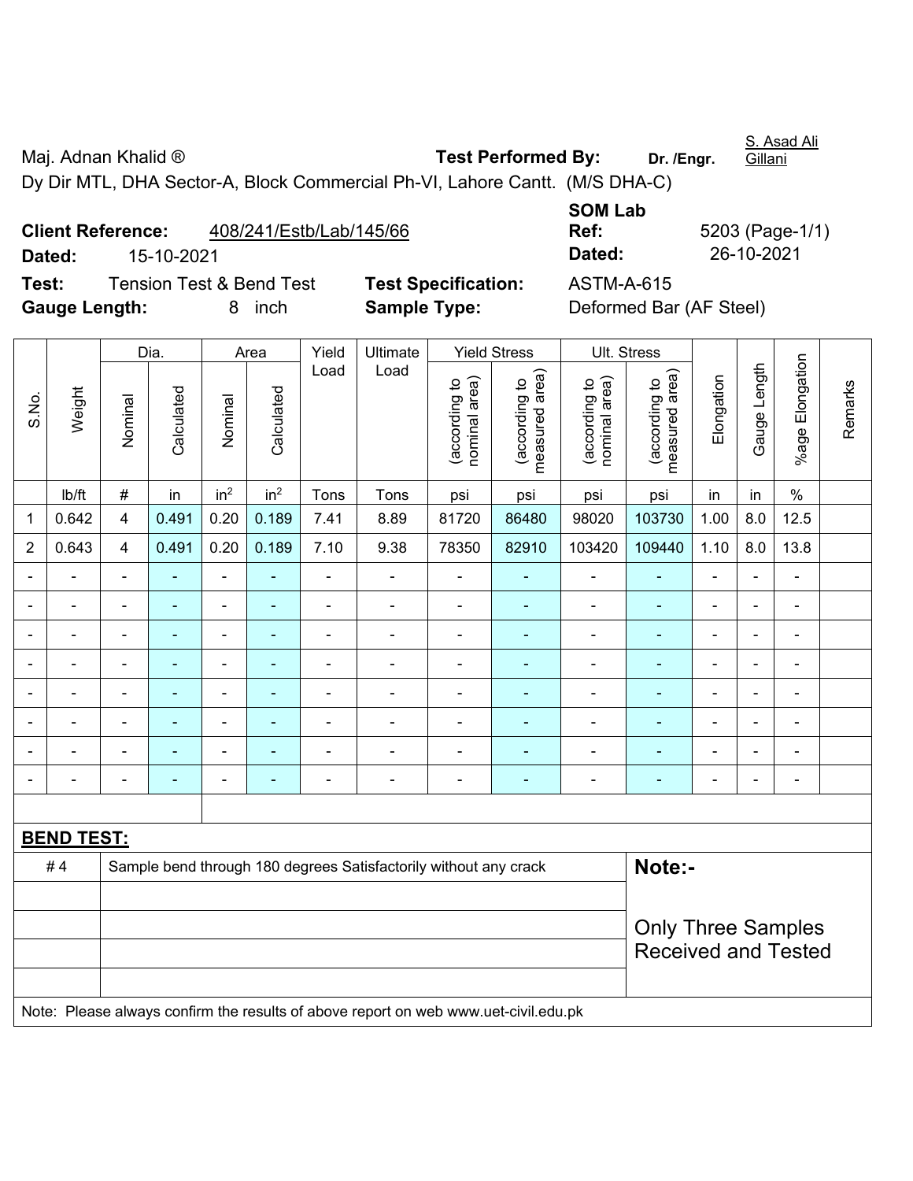Maj. Adnan Khalid ®

Dy Dir MTL, DHA Sector-A, Block Commercial Ph-VI, Lahore Cantt. (M/S DHA-C)

**Test Performed By:** Dr. /Engr. S. Asad Ali Gillani

**Client Reference:** 408/241/Estb/Lab/145/66

**Dated:** 15-10-2021

**SOM Lab Ref:** 5203 (Page-1/1)

**Dated:** 26-10-2021

**Test:** Tension Test & Bend Test

**Test Specification:** ASTM-A-615

**Gauge Length:** 8 inch

**Sample Type:** Deformed Bar (AF Steel)

| S.No. | Weight | Dia. | | Area | | Yield Load | Ultimate Load | Yield Stress | | Ult. Stress | | Elongation | Gauge Length | %age Elongation | Remarks |
|---|---|---|---|---|---|---|---|---|---|---|---|---|---|---|---|
| | | Nominal | Calculated | Nominal | Calculated | | | (according to nominal area) | (according to measured area) | (according to nominal area) | (according to measured area) | | | | |
| | lb/ft | # | in | $in^2$ | $in^2$ | Tons | Tons | psi | psi | psi | psi | in | in | % | |
| 1 | 0.642 | 4 | 0.491 | 0.20 | 0.189 | 7.41 | 8.89 | 81720 | 86480 | 98020 | 103730 | 1.00 | 8.0 | 12.5 | |
| 2 | 0.643 | 4 | 0.491 | 0.20 | 0.189 | 7.10 | 9.38 | 78350 | 82910 | 103420 | 109440 | 1.10 | 8.0 | 13.8 | |
| - | - | - | - | - | - | - | - | - | - | - | - | - | - | - | |
| - | - | - | - | - | - | - | - | - | - | - | - | - | - | - | |
| - | - | - | - | - | - | - | - | - | - | - | - | - | - | - | |
| - | - | - | - | - | - | - | - | - | - | - | - | - | - | - | |
| - | - | - | - | - | - | - | - | - | - | - | - | - | - | - | |
| - | - | - | - | - | - | - | - | - | - | - | - | - | - | - | |
| - | - | - | - | - | - | - | - | - | - | - | - | - | - | - | |
| - | - | - | - | - | - | - | - | - | - | - | - | - | - | - | |

**BEND TEST:**

| # 4 | Sample bend through 180 degrees Satisfactorily without any crack |
|---|---|

**Note:-**

Only Three Samples Received and Tested

Note: Please always confirm the results of above report on web www.uet-civil.edu.pk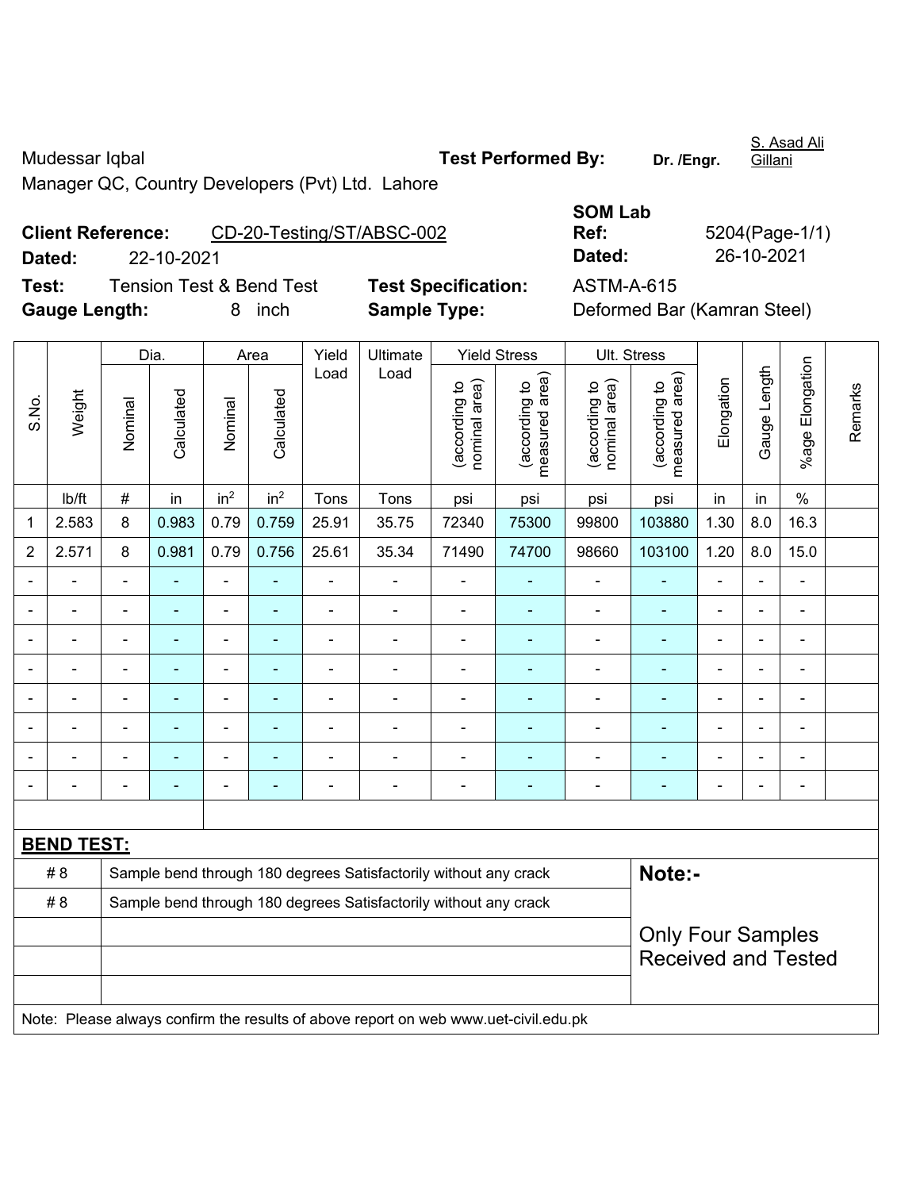S. Asad Ali Gillani

Mudessar Iqbal **Test Performed By:** **Dr. /Engr.** S. Asad Ali Gillani

Manager QC, Country Developers (Pvt) Ltd. Lahore

**Client Reference:** CD-20-Testing/ST/ABSC-002 **SOM Lab Ref:** 5204(Page-1/1)

**Dated:** 22-10-2021 **Dated:** 26-10-2021

**Test:** Tension Test & Bend Test **Test Specification:** ASTM-A-615

**Gauge Length:** 8 inch **Sample Type:** Deformed Bar (Kamran Steel)

| S.No. | Weight | Dia. | | Area | | Yield Load | Ultimate Load | Yield Stress | | Ult. Stress | | Elongation | Gauge Length | %age Elongation | Remarks |
|---|---|---|---|---|---|---|---|---|---|---|---|---|---|---|---|
| | | Nominal | Calculated | Nominal | Calculated | | | (according to nominal area) | (according to measured area) | (according to nominal area) | (according to measured area) | | | | |
| | lb/ft | # | in | in² | in² | Tons | Tons | psi | psi | psi | psi | in | in | % | |
| 1 | 2.583 | 8 | 0.983 | 0.79 | 0.759 | 25.91 | 35.75 | 72340 | 75300 | 99800 | 103880 | 1.30 | 8.0 | 16.3 | |
| 2 | 2.571 | 8 | 0.981 | 0.79 | 0.756 | 25.61 | 35.34 | 71490 | 74700 | 98660 | 103100 | 1.20 | 8.0 | 15.0 | |
| - | - | - | - | - | - | - | - | - | - | - | - | - | - | - | |
| - | - | - | - | - | - | - | - | - | - | - | - | - | - | - | |
| - | - | - | - | - | - | - | - | - | - | - | - | - | - | - | |
| - | - | - | - | - | - | - | - | - | - | - | - | - | - | - | |
| - | - | - | - | - | - | - | - | - | - | - | - | - | - | - | |
| - | - | - | - | - | - | - | - | - | - | - | - | - | - | - | |
| - | - | - | - | - | - | - | - | - | - | - | - | - | - | - | |
| - | - | - | - | - | - | - | - | - | - | - | - | - | - | - | |

**BEND TEST:**

| | | |
|---|---|---|
| # 8 | Sample bend through 180 degrees Satisfactorily without any crack | **Note:-** |
| # 8 | Sample bend through 180 degrees Satisfactorily without any crack | |
| | | Only Four Samples Received and Tested |
| | | |
| | | |

Note: Please always confirm the results of above report on web www.uet-civil.edu.pk